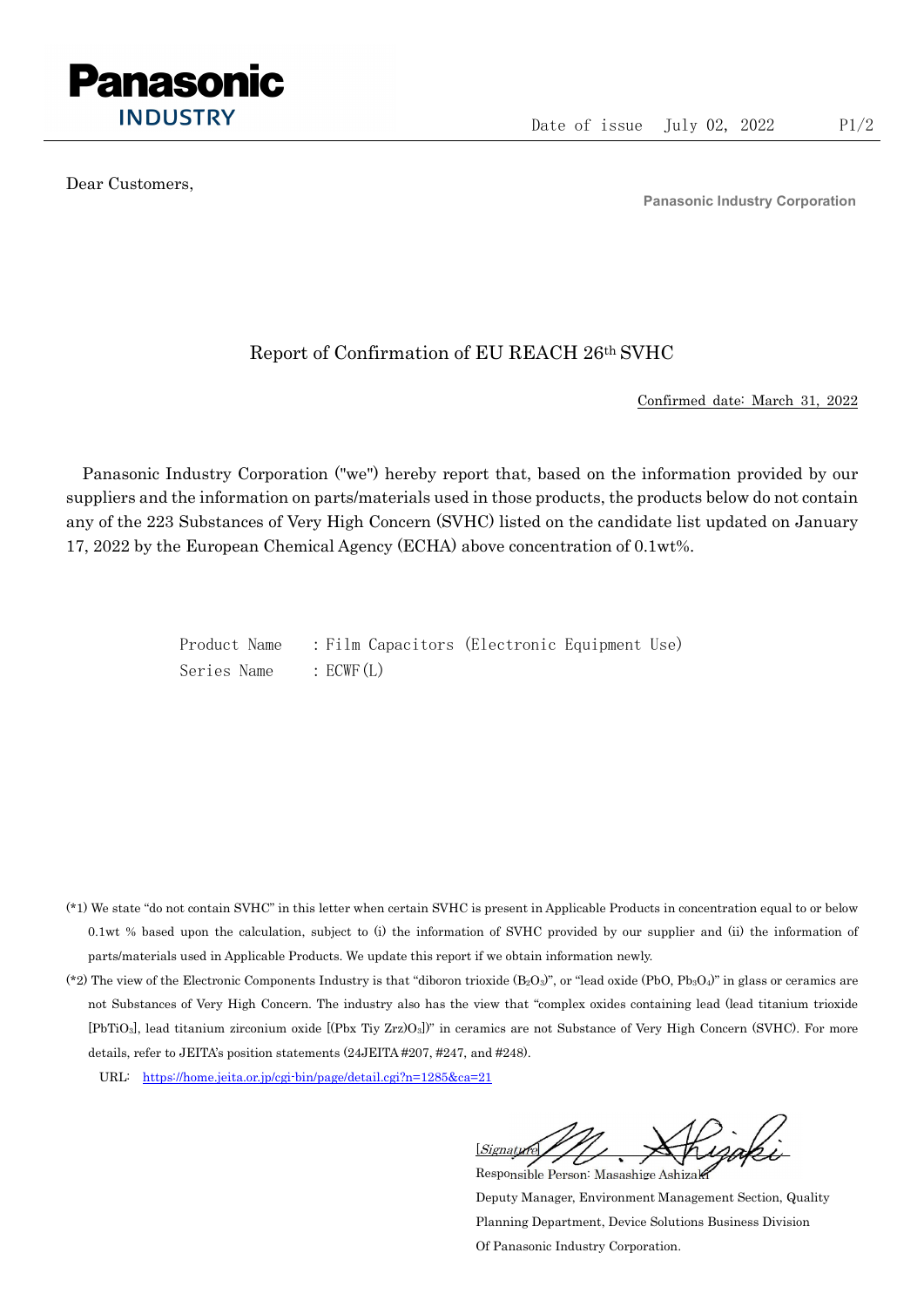Panasonic INDUSTRY

Date of issue July 02, 2022

Dear Customers,

**Panasonic Industry Corporation**

# Report of Confirmation of EU REACH 26th SVHC

Confirmed date: March 31, 2022

Panasonic Industry Corporation ("we") hereby report that, based on the information provided by our suppliers and the information on parts/materials used in those products, the products below do not contain any of the 223 Substances of Very High Concern (SVHC) listed on the candidate list updated on January 17, 2022 by the European Chemical Agency (ECHA) above concentration of 0.1wt%.

Product Name : Film Capacitors (Electronic Equipment Use)

Series Name : ECWF(L)

(*1) We state "do not contain SVHC" in this letter when certain SVHC is present in Applicable Products in concentration equal to or below 0.1wt % based upon the calculation, subject to (i) the information of SVHC provided by our supplier and (ii) the information of parts/materials used in Applicable Products. We update this report if we obtain information newly.

(*2) The view of the Electronic Components Industry is that "diboron trioxide ($B_2O_3$)", or "lead oxide ($PbO$, $Pb_3O_4$)" in glass or ceramics are not Substances of Very High Concern. The industry also has the view that "complex oxides containing lead (lead titanium trioxide [$PbTiO_3$], lead titanium zirconium oxide [($Pbx$ $Tiy$ $Zrz$)$O_3$])" in ceramics are not Substance of Very High Concern (SVHC). For more details, refer to JEITA's position statements (24JEITA #207, #247, and #248).

URL: https://home.jeita.or.jp/cgi-bin/page/detail.cgi?n=1285&ca=21

[Signature]

Responsible Person: Masashige Ashizaki

Deputy Manager, Environment Management Section, Quality Planning Department, Device Solutions Business Division Of Panasonic Industry Corporation.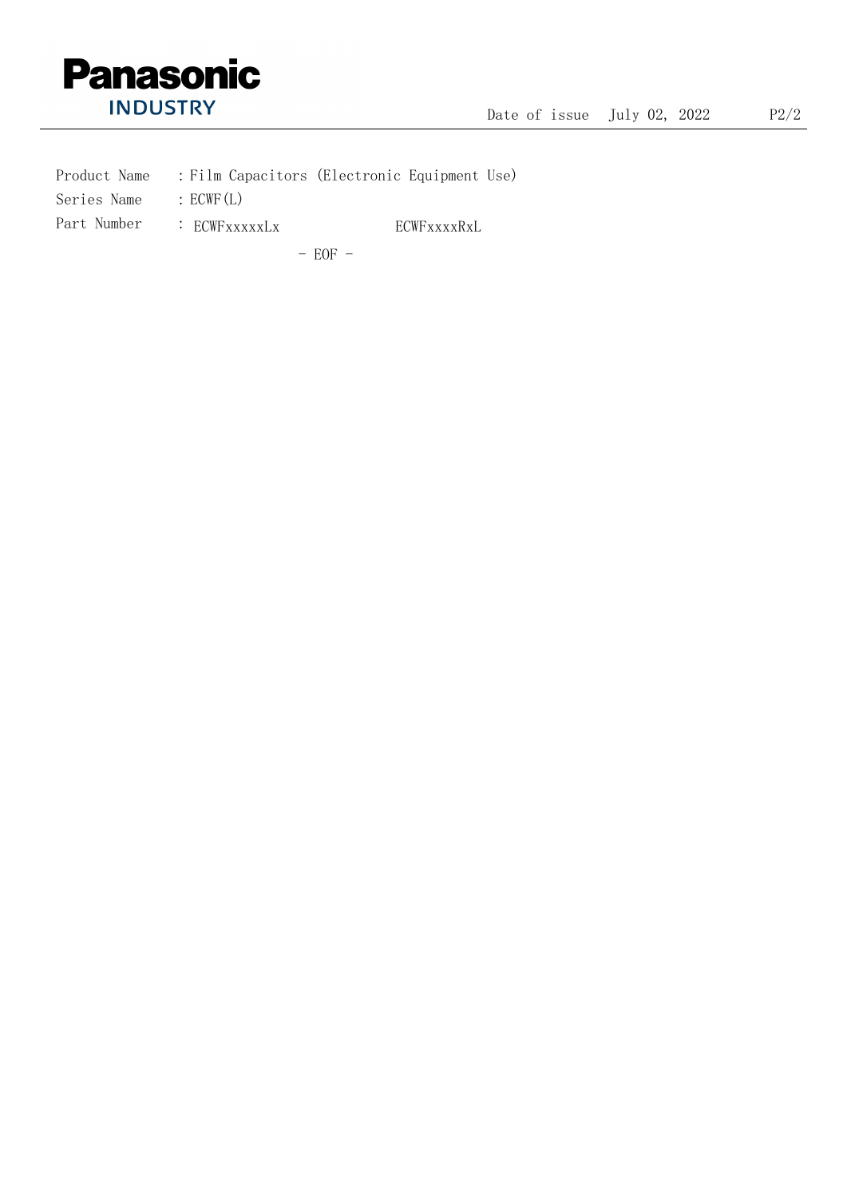Product Name : Film Capacitors (Electronic Equipment Use)

Series Name : ECWF(L)

Part Number : ECWFxxxxxLx ECWFxxxxRxL

- EOF -